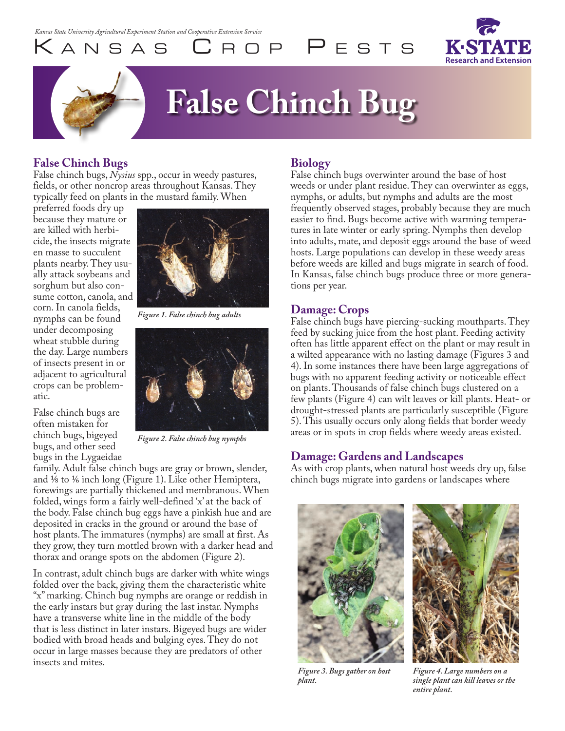Kansas State University Agricultural Experiment Station and Cooperative Extension Service

Kansas Crop Pests

# False Chinch Bug

## False Chinch Bugs

False chinch bugs, *Nysius* spp., occur in weedy pastures, fields, or other noncrop areas throughout Kansas. They typically feed on plants in the mustard family. When preferred foods dry up because they mature or are killed with herbicide, the insects migrate en masse to succulent plants nearby. They usually attack soybeans and sorghum but also consume cotton, canola, and corn. In canola fields, nymphs can be found under decomposing wheat stubble during the day. Large numbers of insects present in or adjacent to agricultural crops can be problematic.

*Figure 1. False chinch bug adults*

*Figure 2. False chinch bug nymphs*

False chinch bugs are often mistaken for chinch bugs, bigeyed bugs, and other seed bugs in the Lygaeidae family. Adult false chinch bugs are gray or brown, slender, and ⅛ to ⅙ inch long (Figure 1). Like other Hemiptera, forewings are partially thickened and membranous. When folded, wings form a fairly well-defined 'x' at the back of the body. False chinch bug eggs have a pinkish hue and are deposited in cracks in the ground or around the base of host plants. The immatures (nymphs) are small at first. As they grow, they turn mottled brown with a darker head and thorax and orange spots on the abdomen (Figure 2).

In contrast, adult chinch bugs are darker with white wings folded over the back, giving them the characteristic white "x" marking. Chinch bug nymphs are orange or reddish in the early instars but gray during the last instar. Nymphs have a transverse white line in the middle of the body that is less distinct in later instars. Bigeyed bugs are wider bodied with broad heads and bulging eyes. They do not occur in large masses because they are predators of other insects and mites.

## Biology

False chinch bugs overwinter around the base of host weeds or under plant residue. They can overwinter as eggs, nymphs, or adults, but nymphs and adults are the most frequently observed stages, probably because they are much easier to find. Bugs become active with warming temperatures in late winter or early spring. Nymphs then develop into adults, mate, and deposit eggs around the base of weed hosts. Large populations can develop in these weedy areas before weeds are killed and bugs migrate in search of food. In Kansas, false chinch bugs produce three or more generations per year.

## Damage: Crops

False chinch bugs have piercing-sucking mouthparts. They feed by sucking juice from the host plant. Feeding activity often has little apparent effect on the plant or may result in a wilted appearance with no lasting damage (Figures 3 and 4). In some instances there have been large aggregations of bugs with no apparent feeding activity or noticeable effect on plants. Thousands of false chinch bugs clustered on a few plants (Figure 4) can wilt leaves or kill plants. Heat- or drought-stressed plants are particularly susceptible (Figure 5). This usually occurs only along fields that border weedy areas or in spots in crop fields where weedy areas existed.

## Damage: Gardens and Landscapes

As with crop plants, when natural host weeds dry up, false chinch bugs migrate into gardens or landscapes where

*Figure 3. Bugs gather on host plant.*

*Figure 4. Large numbers on a single plant can kill leaves or the entire plant.*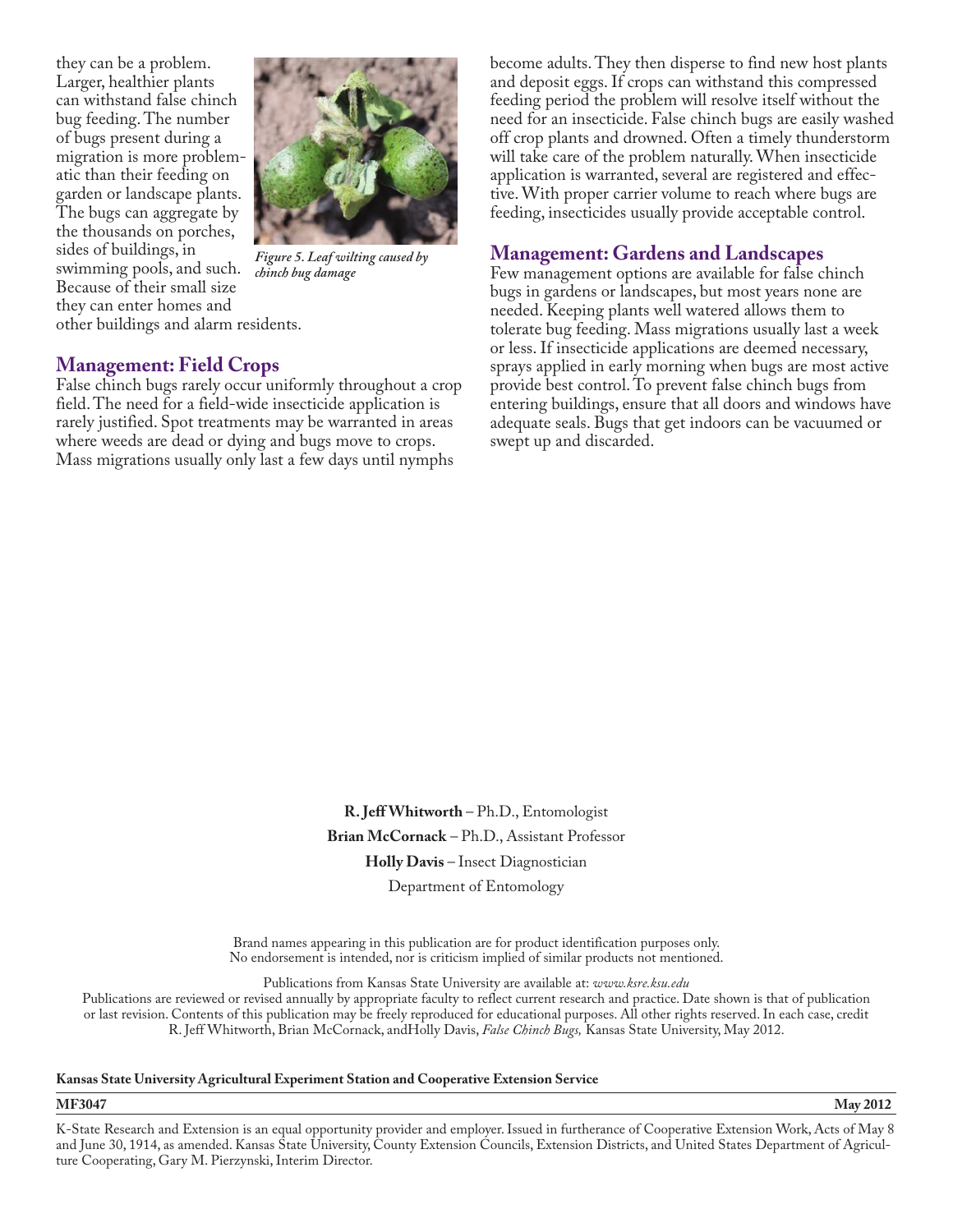they can be a problem. Larger, healthier plants can withstand false chinch bug feeding. The number of bugs present during a migration is more problematic than their feeding on garden or landscape plants. The bugs can aggregate by the thousands on porches, sides of buildings, in swimming pools, and such. Because of their small size they can enter homes and other buildings and alarm residents.

*Figure 5. Leaf wilting caused by chinch bug damage*

## Management: Field Crops

False chinch bugs rarely occur uniformly throughout a crop field. The need for a field-wide insecticide application is rarely justified. Spot treatments may be warranted in areas where weeds are dead or dying and bugs move to crops. Mass migrations usually only last a few days until nymphs become adults. They then disperse to find new host plants and deposit eggs. If crops can withstand this compressed feeding period the problem will resolve itself without the need for an insecticide. False chinch bugs are easily washed off crop plants and drowned. Often a timely thunderstorm will take care of the problem naturally. When insecticide application is warranted, several are registered and effective. With proper carrier volume to reach where bugs are feeding, insecticides usually provide acceptable control.

## Management: Gardens and Landscapes

Few management options are available for false chinch bugs in gardens or landscapes, but most years none are needed. Keeping plants well watered allows them to tolerate bug feeding. Mass migrations usually last a week or less. If insecticide applications are deemed necessary, sprays applied in early morning when bugs are most active provide best control. To prevent false chinch bugs from entering buildings, ensure that all doors and windows have adequate seals. Bugs that get indoors can be vacuumed or swept up and discarded.

**R. Jeff Whitworth** – Ph.D., Entomologist
**Brian McCornack** – Ph.D., Assistant Professor
**Holly Davis** – Insect Diagnostician
Department of Entomology

Brand names appearing in this publication are for product identification purposes only. No endorsement is intended, nor is criticism implied of similar products not mentioned.

Publications from Kansas State University are available at: *www.ksre.ksu.edu*

Publications are reviewed or revised annually by appropriate faculty to reflect current research and practice. Date shown is that of publication or last revision. Contents of this publication may be freely reproduced for educational purposes. All other rights reserved. In each case, credit R. Jeff Whitworth, Brian McCornack, andHolly Davis, *False Chinch Bugs,* Kansas State University, May 2012.

**Kansas State University Agricultural Experiment Station and Cooperative Extension Service**

**MF3047** **May 2012**

K-State Research and Extension is an equal opportunity provider and employer. Issued in furtherance of Cooperative Extension Work, Acts of May 8 and June 30, 1914, as amended. Kansas State University, County Extension Councils, Extension Districts, and United States Department of Agriculture Cooperating, Gary M. Pierzynski, Interim Director.